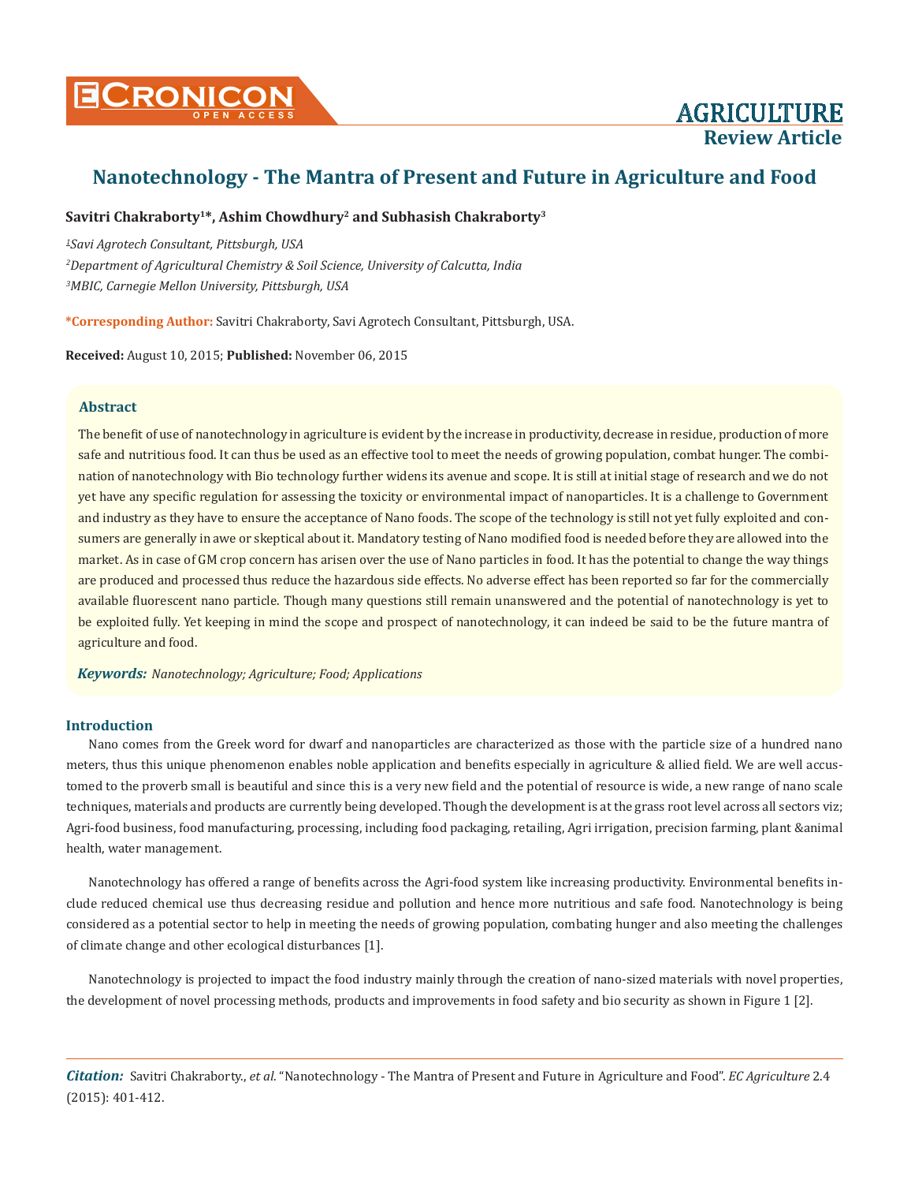AGRICULTURE

Review Article

# Nanotechnology - The Mantra of Present and Future in Agriculture and Food

**Savitri Chakraborty[1]*, Ashim Chowdhury[2] and Subhasish Chakraborty[3]**

*[1]Savi Agrotech Consultant, Pittsburgh, USA*

*[2]Department of Agricultural Chemistry & Soil Science, University of Calcutta, India*

*[3]MBIC, Carnegie Mellon University, Pittsburgh, USA*

**\*Corresponding Author:** Savitri Chakraborty, Savi Agrotech Consultant, Pittsburgh, USA.

**Received:** August 10, 2015; **Published:** November 06, 2015

## Abstract

The benefit of use of nanotechnology in agriculture is evident by the increase in productivity, decrease in residue, production of more safe and nutritious food. It can thus be used as an effective tool to meet the needs of growing population, combat hunger. The combination of nanotechnology with Bio technology further widens its avenue and scope. It is still at initial stage of research and we do not yet have any specific regulation for assessing the toxicity or environmental impact of nanoparticles. It is a challenge to Government and industry as they have to ensure the acceptance of Nano foods. The scope of the technology is still not yet fully exploited and consumers are generally in awe or skeptical about it. Mandatory testing of Nano modified food is needed before they are allowed into the market. As in case of GM crop concern has arisen over the use of Nano particles in food. It has the potential to change the way things are produced and processed thus reduce the hazardous side effects. No adverse effect has been reported so far for the commercially available fluorescent nano particle. Though many questions still remain unanswered and the potential of nanotechnology is yet to be exploited fully. Yet keeping in mind the scope and prospect of nanotechnology, it can indeed be said to be the future mantra of agriculture and food.

***Keywords:*** *Nanotechnology; Agriculture; Food; Applications*

## Introduction

Nano comes from the Greek word for dwarf and nanoparticles are characterized as those with the particle size of a hundred nano meters, thus this unique phenomenon enables noble application and benefits especially in agriculture & allied field. We are well accustomed to the proverb small is beautiful and since this is a very new field and the potential of resource is wide, a new range of nano scale techniques, materials and products are currently being developed. Though the development is at the grass root level across all sectors viz; Agri-food business, food manufacturing, processing, including food packaging, retailing, Agri irrigation, precision farming, plant &animal health, water management.

Nanotechnology has offered a range of benefits across the Agri-food system like increasing productivity. Environmental benefits include reduced chemical use thus decreasing residue and pollution and hence more nutritious and safe food. Nanotechnology is being considered as a potential sector to help in meeting the needs of growing population, combating hunger and also meeting the challenges of climate change and other ecological disturbances [1].

Nanotechnology is projected to impact the food industry mainly through the creation of nano-sized materials with novel properties, the development of novel processing methods, products and improvements in food safety and bio security as shown in Figure 1 [2].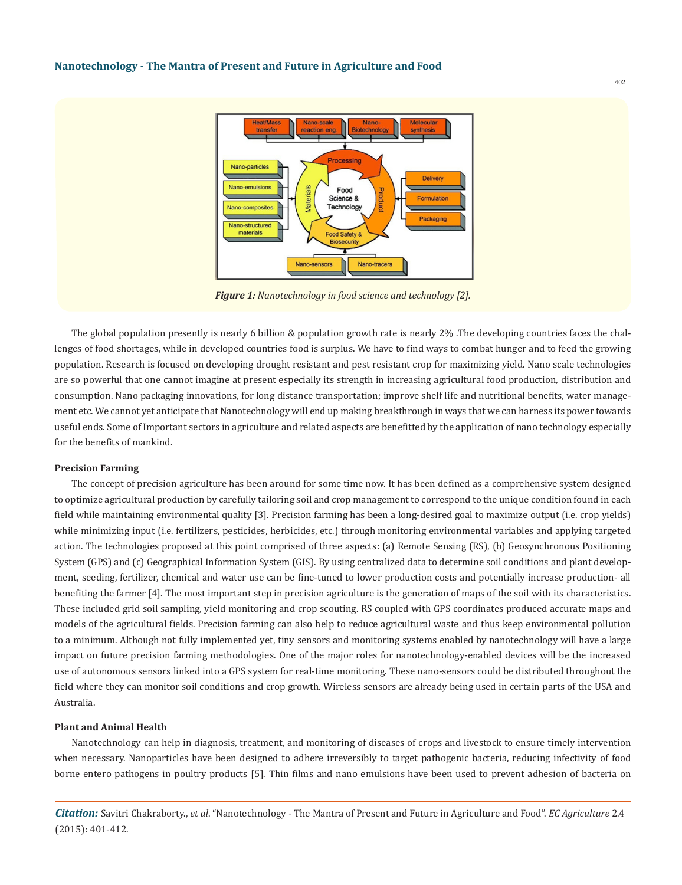*Figure 1: Nanotechnology in food science and technology [2].*

The global population presently is nearly 6 billion & population growth rate is nearly 2% .The developing countries faces the challenges of food shortages, while in developed countries food is surplus. We have to find ways to combat hunger and to feed the growing population. Research is focused on developing drought resistant and pest resistant crop for maximizing yield. Nano scale technologies are so powerful that one cannot imagine at present especially its strength in increasing agricultural food production, distribution and consumption. Nano packaging innovations, for long distance transportation; improve shelf life and nutritional benefits, water management etc. We cannot yet anticipate that Nanotechnology will end up making breakthrough in ways that we can harness its power towards useful ends. Some of Important sectors in agriculture and related aspects are benefitted by the application of nano technology especially for the benefits of mankind.

**Precision Farming**

The concept of precision agriculture has been around for some time now. It has been defined as a comprehensive system designed to optimize agricultural production by carefully tailoring soil and crop management to correspond to the unique condition found in each field while maintaining environmental quality [3]. Precision farming has been a long-desired goal to maximize output (i.e. crop yields) while minimizing input (i.e. fertilizers, pesticides, herbicides, etc.) through monitoring environmental variables and applying targeted action. The technologies proposed at this point comprised of three aspects: (a) Remote Sensing (RS), (b) Geosynchronous Positioning System (GPS) and (c) Geographical Information System (GIS). By using centralized data to determine soil conditions and plant development, seeding, fertilizer, chemical and water use can be fine-tuned to lower production costs and potentially increase production- all benefiting the farmer [4]. The most important step in precision agriculture is the generation of maps of the soil with its characteristics. These included grid soil sampling, yield monitoring and crop scouting. RS coupled with GPS coordinates produced accurate maps and models of the agricultural fields. Precision farming can also help to reduce agricultural waste and thus keep environmental pollution to a minimum. Although not fully implemented yet, tiny sensors and monitoring systems enabled by nanotechnology will have a large impact on future precision farming methodologies. One of the major roles for nanotechnology-enabled devices will be the increased use of autonomous sensors linked into a GPS system for real-time monitoring. These nano-sensors could be distributed throughout the field where they can monitor soil conditions and crop growth. Wireless sensors are already being used in certain parts of the USA and Australia.

**Plant and Animal Health**

Nanotechnology can help in diagnosis, treatment, and monitoring of diseases of crops and livestock to ensure timely intervention when necessary. Nanoparticles have been designed to adhere irreversibly to target pathogenic bacteria, reducing infectivity of food borne entero pathogens in poultry products [5]. Thin films and nano emulsions have been used to prevent adhesion of bacteria on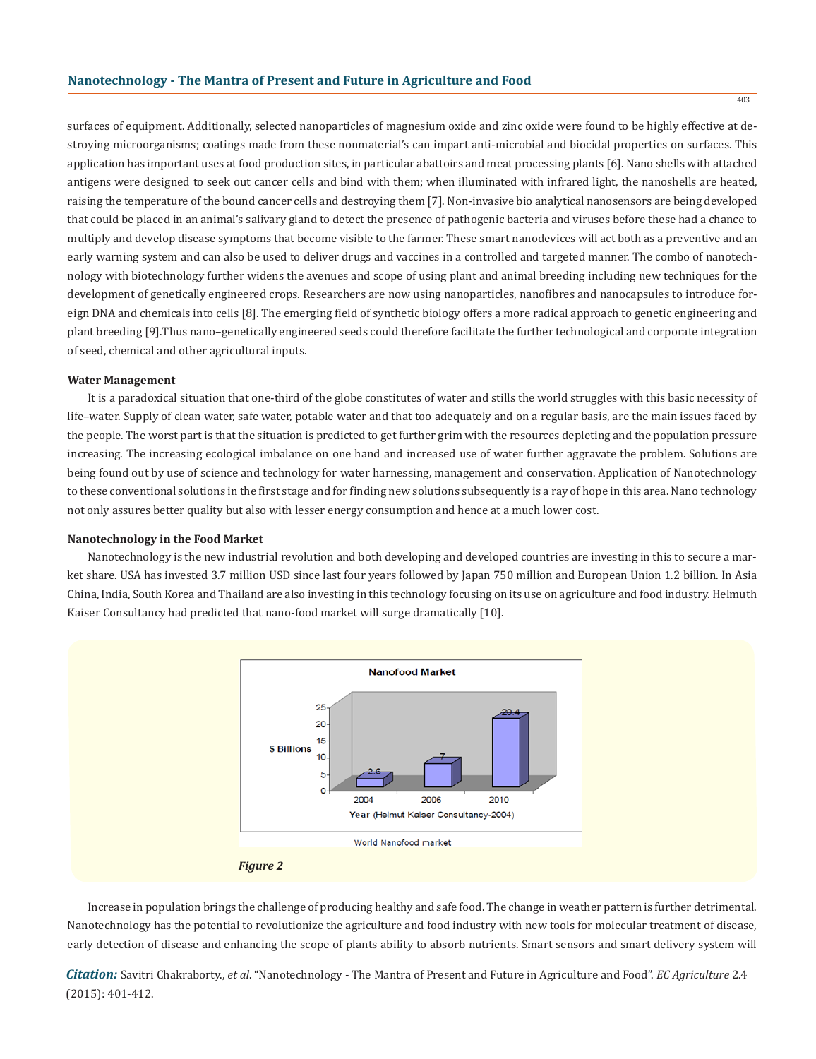surfaces of equipment. Additionally, selected nanoparticles of magnesium oxide and zinc oxide were found to be highly effective at destroying microorganisms; coatings made from these nonmaterial's can impart anti-microbial and biocidal properties on surfaces. This application has important uses at food production sites, in particular abattoirs and meat processing plants [6]. Nano shells with attached antigens were designed to seek out cancer cells and bind with them; when illuminated with infrared light, the nanoshells are heated, raising the temperature of the bound cancer cells and destroying them [7]. Non-invasive bio analytical nanosensors are being developed that could be placed in an animal's salivary gland to detect the presence of pathogenic bacteria and viruses before these had a chance to multiply and develop disease symptoms that become visible to the farmer. These smart nanodevices will act both as a preventive and an early warning system and can also be used to deliver drugs and vaccines in a controlled and targeted manner. The combo of nanotechnology with biotechnology further widens the avenues and scope of using plant and animal breeding including new techniques for the development of genetically engineered crops. Researchers are now using nanoparticles, nanofibres and nanocapsules to introduce foreign DNA and chemicals into cells [8]. The emerging field of synthetic biology offers a more radical approach to genetic engineering and plant breeding [9].Thus nano–genetically engineered seeds could therefore facilitate the further technological and corporate integration of seed, chemical and other agricultural inputs.

**Water Management**

It is a paradoxical situation that one-third of the globe constitutes of water and stills the world struggles with this basic necessity of life–water. Supply of clean water, safe water, potable water and that too adequately and on a regular basis, are the main issues faced by the people. The worst part is that the situation is predicted to get further grim with the resources depleting and the population pressure increasing. The increasing ecological imbalance on one hand and increased use of water further aggravate the problem. Solutions are being found out by use of science and technology for water harnessing, management and conservation. Application of Nanotechnology to these conventional solutions in the first stage and for finding new solutions subsequently is a ray of hope in this area. Nano technology not only assures better quality but also with lesser energy consumption and hence at a much lower cost.

**Nanotechnology in the Food Market**

Nanotechnology is the new industrial revolution and both developing and developed countries are investing in this to secure a market share. USA has invested 3.7 million USD since last four years followed by Japan 750 million and European Union 1.2 billion. In Asia China, India, South Korea and Thailand are also investing in this technology focusing on its use on agriculture and food industry. Helmuth Kaiser Consultancy had predicted that nano-food market will surge dramatically [10].

Nanofood Market

| Year (Helmut Kaiser Consultancy-2004) | $ Billions |
|---|---|
| 2004 | 2.6 |
| 2006 | 7 |
| 2010 | 20.4 |

World Nanofood market

*Figure 2*

Increase in population brings the challenge of producing healthy and safe food. The change in weather pattern is further detrimental. Nanotechnology has the potential to revolutionize the agriculture and food industry with new tools for molecular treatment of disease, early detection of disease and enhancing the scope of plants ability to absorb nutrients. Smart sensors and smart delivery system will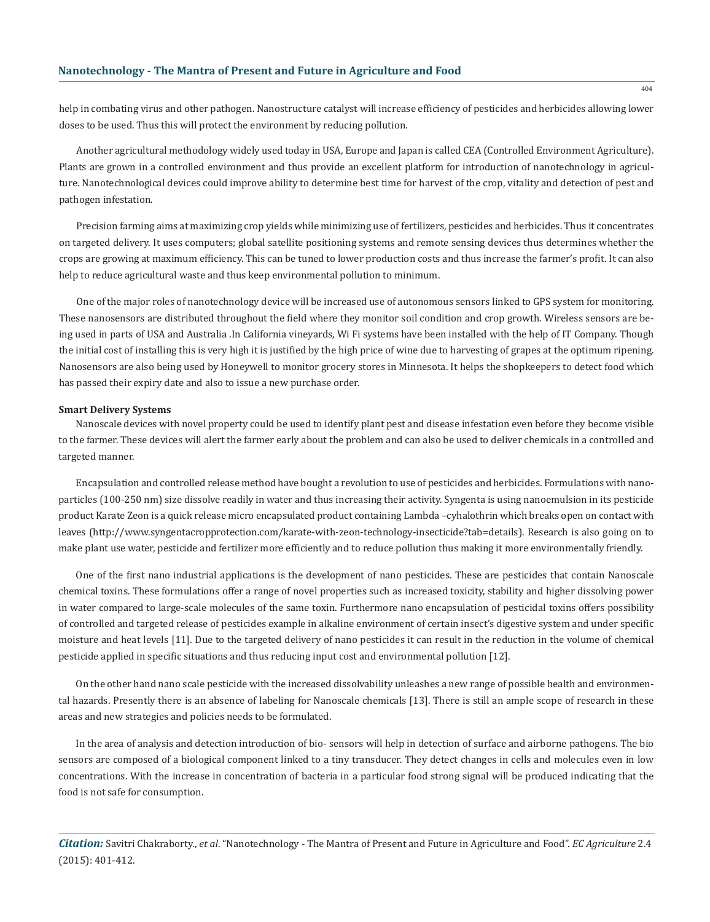help in combating virus and other pathogen. Nanostructure catalyst will increase efficiency of pesticides and herbicides allowing lower doses to be used. Thus this will protect the environment by reducing pollution.

Another agricultural methodology widely used today in USA, Europe and Japan is called CEA (Controlled Environment Agriculture). Plants are grown in a controlled environment and thus provide an excellent platform for introduction of nanotechnology in agriculture. Nanotechnological devices could improve ability to determine best time for harvest of the crop, vitality and detection of pest and pathogen infestation.

Precision farming aims at maximizing crop yields while minimizing use of fertilizers, pesticides and herbicides. Thus it concentrates on targeted delivery. It uses computers; global satellite positioning systems and remote sensing devices thus determines whether the crops are growing at maximum efficiency. This can be tuned to lower production costs and thus increase the farmer's profit. It can also help to reduce agricultural waste and thus keep environmental pollution to minimum.

One of the major roles of nanotechnology device will be increased use of autonomous sensors linked to GPS system for monitoring. These nanosensors are distributed throughout the field where they monitor soil condition and crop growth. Wireless sensors are being used in parts of USA and Australia .In California vineyards, Wi Fi systems have been installed with the help of IT Company. Though the initial cost of installing this is very high it is justified by the high price of wine due to harvesting of grapes at the optimum ripening. Nanosensors are also being used by Honeywell to monitor grocery stores in Minnesota. It helps the shopkeepers to detect food which has passed their expiry date and also to issue a new purchase order.

**Smart Delivery Systems**

Nanoscale devices with novel property could be used to identify plant pest and disease infestation even before they become visible to the farmer. These devices will alert the farmer early about the problem and can also be used to deliver chemicals in a controlled and targeted manner.

Encapsulation and controlled release method have bought a revolution to use of pesticides and herbicides. Formulations with nanoparticles (100-250 nm) size dissolve readily in water and thus increasing their activity. Syngenta is using nanoemulsion in its pesticide product Karate Zeon is a quick release micro encapsulated product containing Lambda –cyhalothrin which breaks open on contact with leaves (http://www.syngentacropprotection.com/karate-with-zeon-technology-insecticide?tab=details). Research is also going on to make plant use water, pesticide and fertilizer more efficiently and to reduce pollution thus making it more environmentally friendly.

One of the first nano industrial applications is the development of nano pesticides. These are pesticides that contain Nanoscale chemical toxins. These formulations offer a range of novel properties such as increased toxicity, stability and higher dissolving power in water compared to large-scale molecules of the same toxin. Furthermore nano encapsulation of pesticidal toxins offers possibility of controlled and targeted release of pesticides example in alkaline environment of certain insect's digestive system and under specific moisture and heat levels [11]. Due to the targeted delivery of nano pesticides it can result in the reduction in the volume of chemical pesticide applied in specific situations and thus reducing input cost and environmental pollution [12].

On the other hand nano scale pesticide with the increased dissolvability unleashes a new range of possible health and environmental hazards. Presently there is an absence of labeling for Nanoscale chemicals [13]. There is still an ample scope of research in these areas and new strategies and policies needs to be formulated.

In the area of analysis and detection introduction of bio- sensors will help in detection of surface and airborne pathogens. The bio sensors are composed of a biological component linked to a tiny transducer. They detect changes in cells and molecules even in low concentrations. With the increase in concentration of bacteria in a particular food strong signal will be produced indicating that the food is not safe for consumption.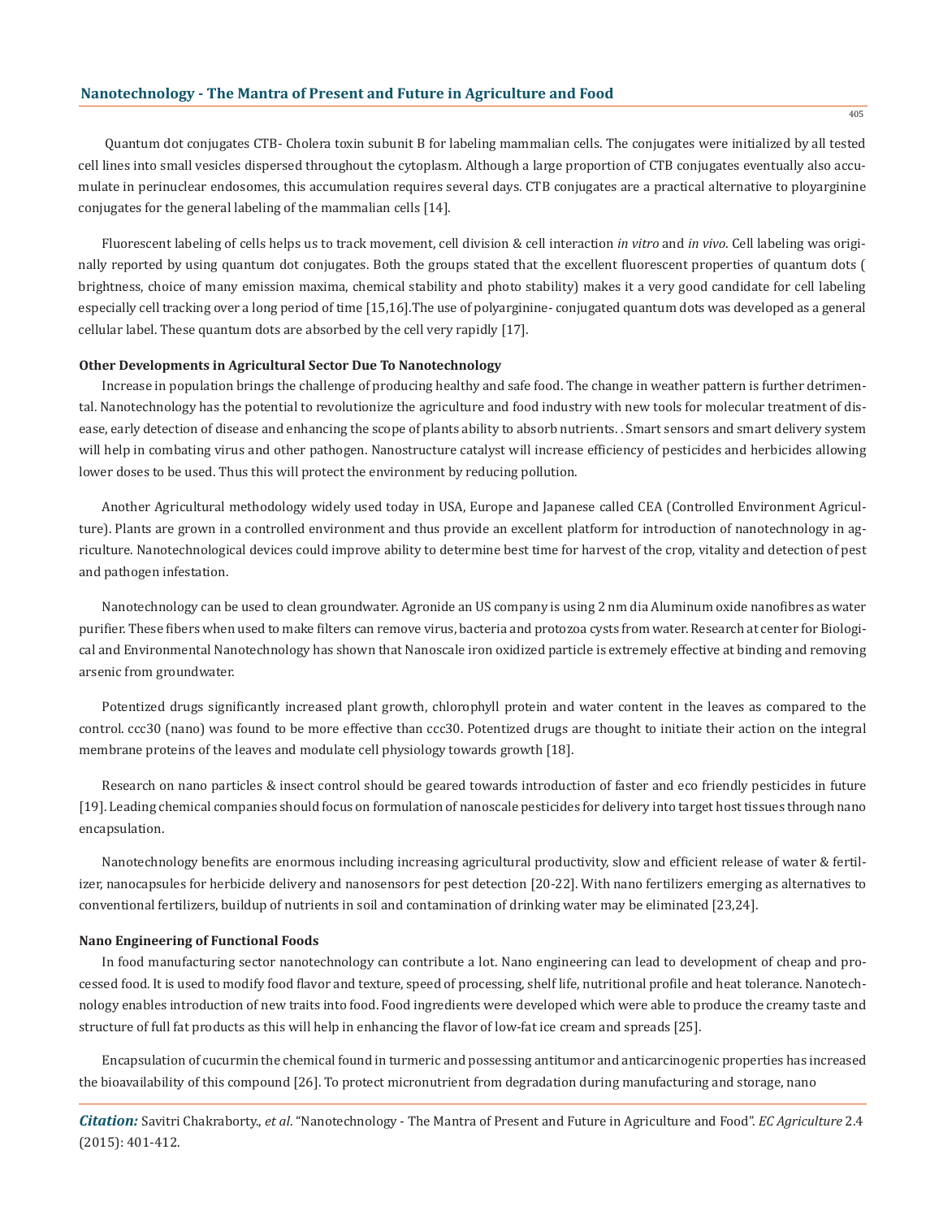Quantum dot conjugates CTB- Cholera toxin subunit B for labeling mammalian cells. The conjugates were initialized by all tested cell lines into small vesicles dispersed throughout the cytoplasm. Although a large proportion of CTB conjugates eventually also accumulate in perinuclear endosomes, this accumulation requires several days. CTB conjugates are a practical alternative to ployarginine conjugates for the general labeling of the mammalian cells [14].

Fluorescent labeling of cells helps us to track movement, cell division & cell interaction *in vitro* and *in vivo*. Cell labeling was originally reported by using quantum dot conjugates. Both the groups stated that the excellent fluorescent properties of quantum dots ( brightness, choice of many emission maxima, chemical stability and photo stability) makes it a very good candidate for cell labeling especially cell tracking over a long period of time [15,16].The use of polyarginine- conjugated quantum dots was developed as a general cellular label. These quantum dots are absorbed by the cell very rapidly [17].

**Other Developments in Agricultural Sector Due To Nanotechnology**

Increase in population brings the challenge of producing healthy and safe food. The change in weather pattern is further detrimental. Nanotechnology has the potential to revolutionize the agriculture and food industry with new tools for molecular treatment of disease, early detection of disease and enhancing the scope of plants ability to absorb nutrients. . Smart sensors and smart delivery system will help in combating virus and other pathogen. Nanostructure catalyst will increase efficiency of pesticides and herbicides allowing lower doses to be used. Thus this will protect the environment by reducing pollution.

Another Agricultural methodology widely used today in USA, Europe and Japanese called CEA (Controlled Environment Agriculture). Plants are grown in a controlled environment and thus provide an excellent platform for introduction of nanotechnology in agriculture. Nanotechnological devices could improve ability to determine best time for harvest of the crop, vitality and detection of pest and pathogen infestation.

Nanotechnology can be used to clean groundwater. Agronide an US company is using 2 nm dia Aluminum oxide nanofibres as water purifier. These fibers when used to make filters can remove virus, bacteria and protozoa cysts from water. Research at center for Biological and Environmental Nanotechnology has shown that Nanoscale iron oxidized particle is extremely effective at binding and removing arsenic from groundwater.

Potentized drugs significantly increased plant growth, chlorophyll protein and water content in the leaves as compared to the control. ccc30 (nano) was found to be more effective than ccc30. Potentized drugs are thought to initiate their action on the integral membrane proteins of the leaves and modulate cell physiology towards growth [18].

Research on nano particles & insect control should be geared towards introduction of faster and eco friendly pesticides in future [19]. Leading chemical companies should focus on formulation of nanoscale pesticides for delivery into target host tissues through nano encapsulation.

Nanotechnology benefits are enormous including increasing agricultural productivity, slow and efficient release of water & fertilizer, nanocapsules for herbicide delivery and nanosensors for pest detection [20-22]. With nano fertilizers emerging as alternatives to conventional fertilizers, buildup of nutrients in soil and contamination of drinking water may be eliminated [23,24].

**Nano Engineering of Functional Foods**

In food manufacturing sector nanotechnology can contribute a lot. Nano engineering can lead to development of cheap and processed food. It is used to modify food flavor and texture, speed of processing, shelf life, nutritional profile and heat tolerance. Nanotechnology enables introduction of new traits into food. Food ingredients were developed which were able to produce the creamy taste and structure of full fat products as this will help in enhancing the flavor of low-fat ice cream and spreads [25].

Encapsulation of cucurmin the chemical found in turmeric and possessing antitumor and anticarcinogenic properties has increased the bioavailability of this compound [26]. To protect micronutrient from degradation during manufacturing and storage, nano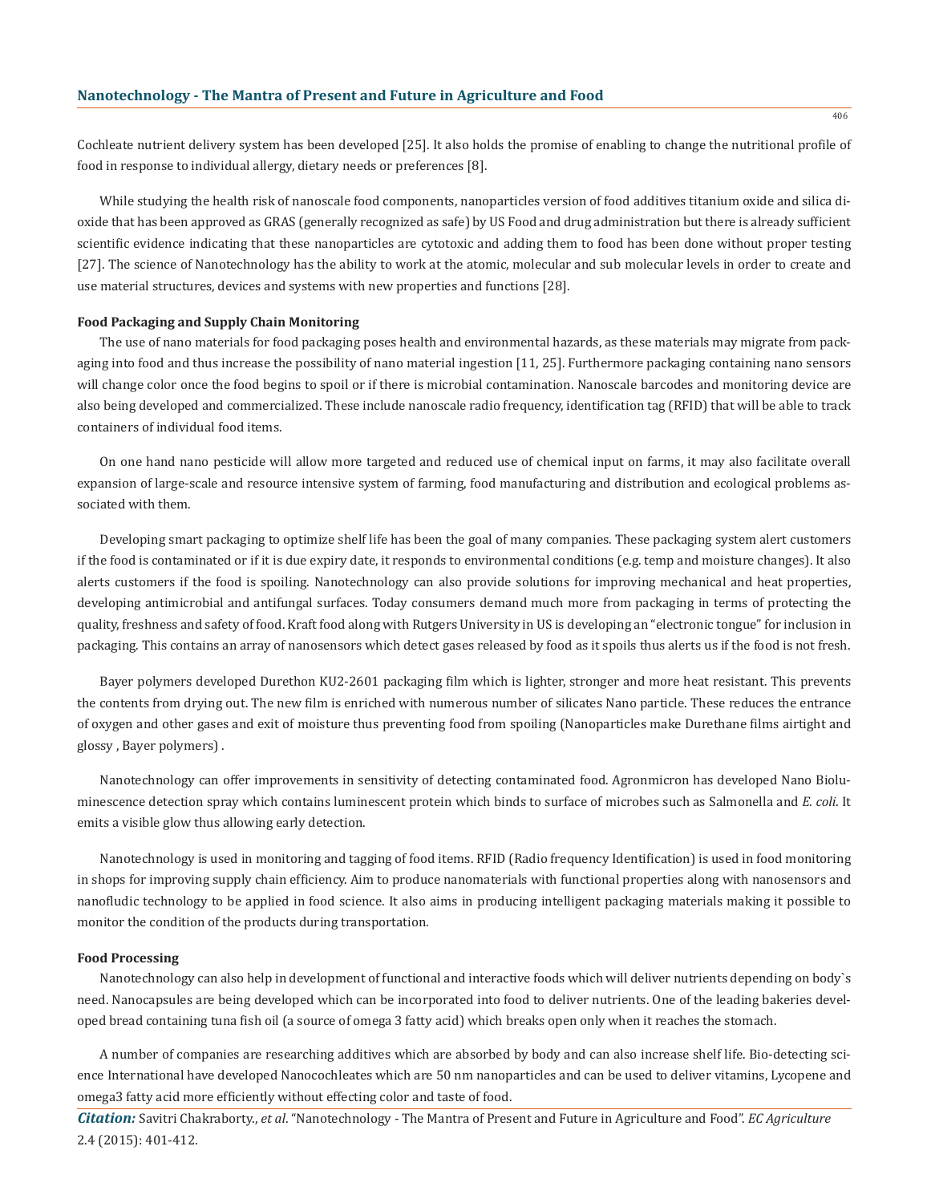Cochleate nutrient delivery system has been developed [25]. It also holds the promise of enabling to change the nutritional profile of food in response to individual allergy, dietary needs or preferences [8].

While studying the health risk of nanoscale food components, nanoparticles version of food additives titanium oxide and silica dioxide that has been approved as GRAS (generally recognized as safe) by US Food and drug administration but there is already sufficient scientific evidence indicating that these nanoparticles are cytotoxic and adding them to food has been done without proper testing [27]. The science of Nanotechnology has the ability to work at the atomic, molecular and sub molecular levels in order to create and use material structures, devices and systems with new properties and functions [28].

**Food Packaging and Supply Chain Monitoring**

The use of nano materials for food packaging poses health and environmental hazards, as these materials may migrate from packaging into food and thus increase the possibility of nano material ingestion [11, 25]. Furthermore packaging containing nano sensors will change color once the food begins to spoil or if there is microbial contamination. Nanoscale barcodes and monitoring device are also being developed and commercialized. These include nanoscale radio frequency, identification tag (RFID) that will be able to track containers of individual food items.

On one hand nano pesticide will allow more targeted and reduced use of chemical input on farms, it may also facilitate overall expansion of large-scale and resource intensive system of farming, food manufacturing and distribution and ecological problems associated with them.

Developing smart packaging to optimize shelf life has been the goal of many companies. These packaging system alert customers if the food is contaminated or if it is due expiry date, it responds to environmental conditions (e.g. temp and moisture changes). It also alerts customers if the food is spoiling. Nanotechnology can also provide solutions for improving mechanical and heat properties, developing antimicrobial and antifungal surfaces. Today consumers demand much more from packaging in terms of protecting the quality, freshness and safety of food. Kraft food along with Rutgers University in US is developing an "electronic tongue" for inclusion in packaging. This contains an array of nanosensors which detect gases released by food as it spoils thus alerts us if the food is not fresh.

Bayer polymers developed Durethon KU2-2601 packaging film which is lighter, stronger and more heat resistant. This prevents the contents from drying out. The new film is enriched with numerous number of silicates Nano particle. These reduces the entrance of oxygen and other gases and exit of moisture thus preventing food from spoiling (Nanoparticles make Durethane films airtight and glossy , Bayer polymers) .

Nanotechnology can offer improvements in sensitivity of detecting contaminated food. Agronmicron has developed Nano Bioluminescence detection spray which contains luminescent protein which binds to surface of microbes such as Salmonella and *E. coli*. It emits a visible glow thus allowing early detection.

Nanotechnology is used in monitoring and tagging of food items. RFID (Radio frequency Identification) is used in food monitoring in shops for improving supply chain efficiency. Aim to produce nanomaterials with functional properties along with nanosensors and nanofludic technology to be applied in food science. It also aims in producing intelligent packaging materials making it possible to monitor the condition of the products during transportation.

**Food Processing**

Nanotechnology can also help in development of functional and interactive foods which will deliver nutrients depending on body`s need. Nanocapsules are being developed which can be incorporated into food to deliver nutrients. One of the leading bakeries developed bread containing tuna fish oil (a source of omega 3 fatty acid) which breaks open only when it reaches the stomach.

A number of companies are researching additives which are absorbed by body and can also increase shelf life. Bio-detecting science International have developed Nanocochleates which are 50 nm nanoparticles and can be used to deliver vitamins, Lycopene and omega3 fatty acid more efficiently without effecting color and taste of food.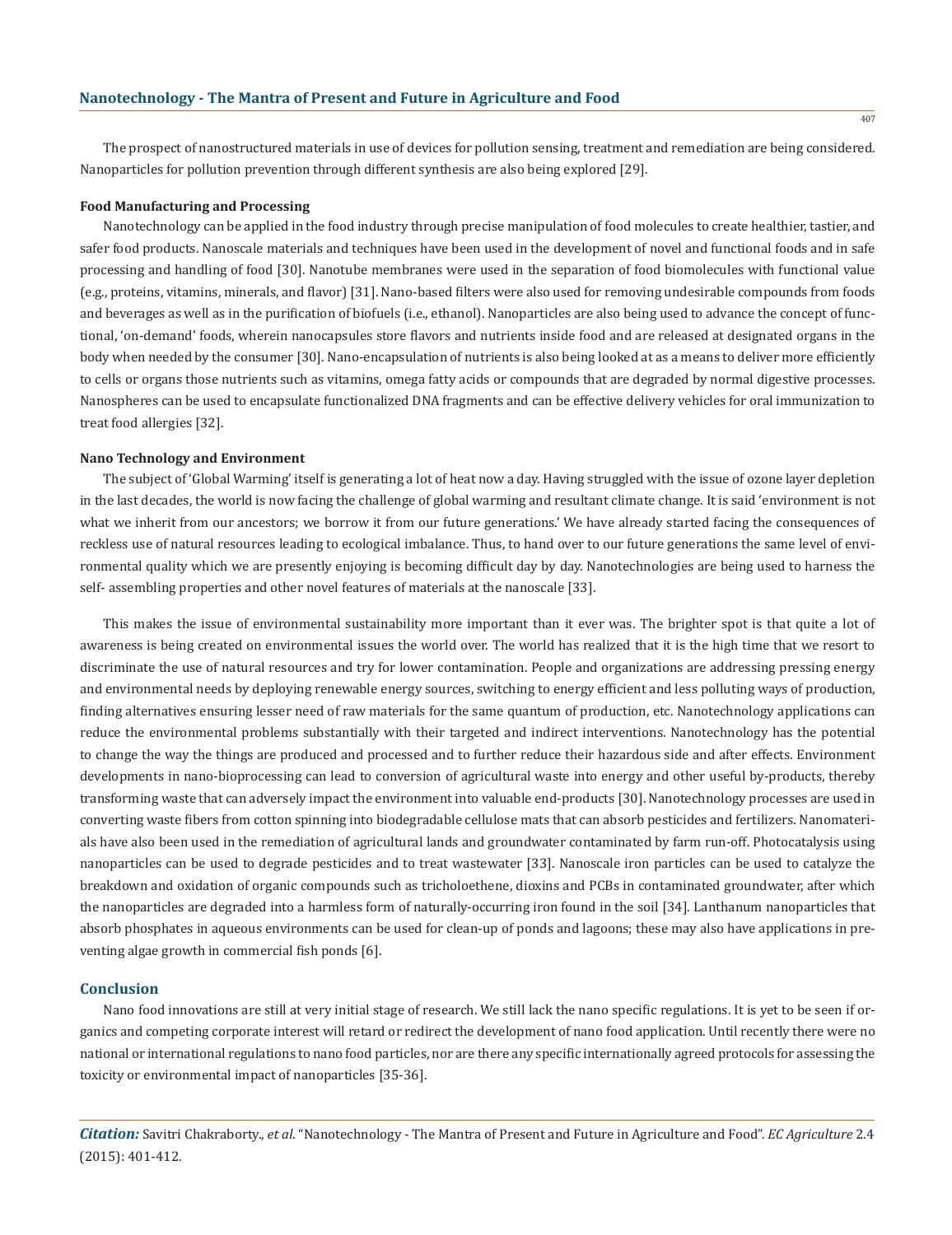The prospect of nanostructured materials in use of devices for pollution sensing, treatment and remediation are being considered. Nanoparticles for pollution prevention through different synthesis are also being explored [29].

### Food Manufacturing and Processing

Nanotechnology can be applied in the food industry through precise manipulation of food molecules to create healthier, tastier, and safer food products. Nanoscale materials and techniques have been used in the development of novel and functional foods and in safe processing and handling of food [30]. Nanotube membranes were used in the separation of food biomolecules with functional value (e.g., proteins, vitamins, minerals, and flavor) [31]. Nano-based filters were also used for removing undesirable compounds from foods and beverages as well as in the purification of biofuels (i.e., ethanol). Nanoparticles are also being used to advance the concept of functional, 'on-demand' foods, wherein nanocapsules store flavors and nutrients inside food and are released at designated organs in the body when needed by the consumer [30]. Nano-encapsulation of nutrients is also being looked at as a means to deliver more efficiently to cells or organs those nutrients such as vitamins, omega fatty acids or compounds that are degraded by normal digestive processes. Nanospheres can be used to encapsulate functionalized DNA fragments and can be effective delivery vehicles for oral immunization to treat food allergies [32].

### Nano Technology and Environment

The subject of 'Global Warming' itself is generating a lot of heat now a day. Having struggled with the issue of ozone layer depletion in the last decades, the world is now facing the challenge of global warming and resultant climate change. It is said 'environment is not what we inherit from our ancestors; we borrow it from our future generations.' We have already started facing the consequences of reckless use of natural resources leading to ecological imbalance. Thus, to hand over to our future generations the same level of environmental quality which we are presently enjoying is becoming difficult day by day. Nanotechnologies are being used to harness the self- assembling properties and other novel features of materials at the nanoscale [33].

This makes the issue of environmental sustainability more important than it ever was. The brighter spot is that quite a lot of awareness is being created on environmental issues the world over. The world has realized that it is the high time that we resort to discriminate the use of natural resources and try for lower contamination. People and organizations are addressing pressing energy and environmental needs by deploying renewable energy sources, switching to energy efficient and less polluting ways of production, finding alternatives ensuring lesser need of raw materials for the same quantum of production, etc. Nanotechnology applications can reduce the environmental problems substantially with their targeted and indirect interventions. Nanotechnology has the potential to change the way the things are produced and processed and to further reduce their hazardous side and after effects. Environment developments in nano-bioprocessing can lead to conversion of agricultural waste into energy and other useful by-products, thereby transforming waste that can adversely impact the environment into valuable end-products [30]. Nanotechnology processes are used in converting waste fibers from cotton spinning into biodegradable cellulose mats that can absorb pesticides and fertilizers. Nanomaterials have also been used in the remediation of agricultural lands and groundwater contaminated by farm run-off. Photocatalysis using nanoparticles can be used to degrade pesticides and to treat wastewater [33]. Nanoscale iron particles can be used to catalyze the breakdown and oxidation of organic compounds such as tricholoethene, dioxins and PCBs in contaminated groundwater, after which the nanoparticles are degraded into a harmless form of naturally-occurring iron found in the soil [34]. Lanthanum nanoparticles that absorb phosphates in aqueous environments can be used for clean-up of ponds and lagoons; these may also have applications in preventing algae growth in commercial fish ponds [6].

## Conclusion

Nano food innovations are still at very initial stage of research. We still lack the nano specific regulations. It is yet to be seen if organics and competing corporate interest will retard or redirect the development of nano food application. Until recently there were no national or international regulations to nano food particles, nor are there any specific internationally agreed protocols for assessing the toxicity or environmental impact of nanoparticles [35-36].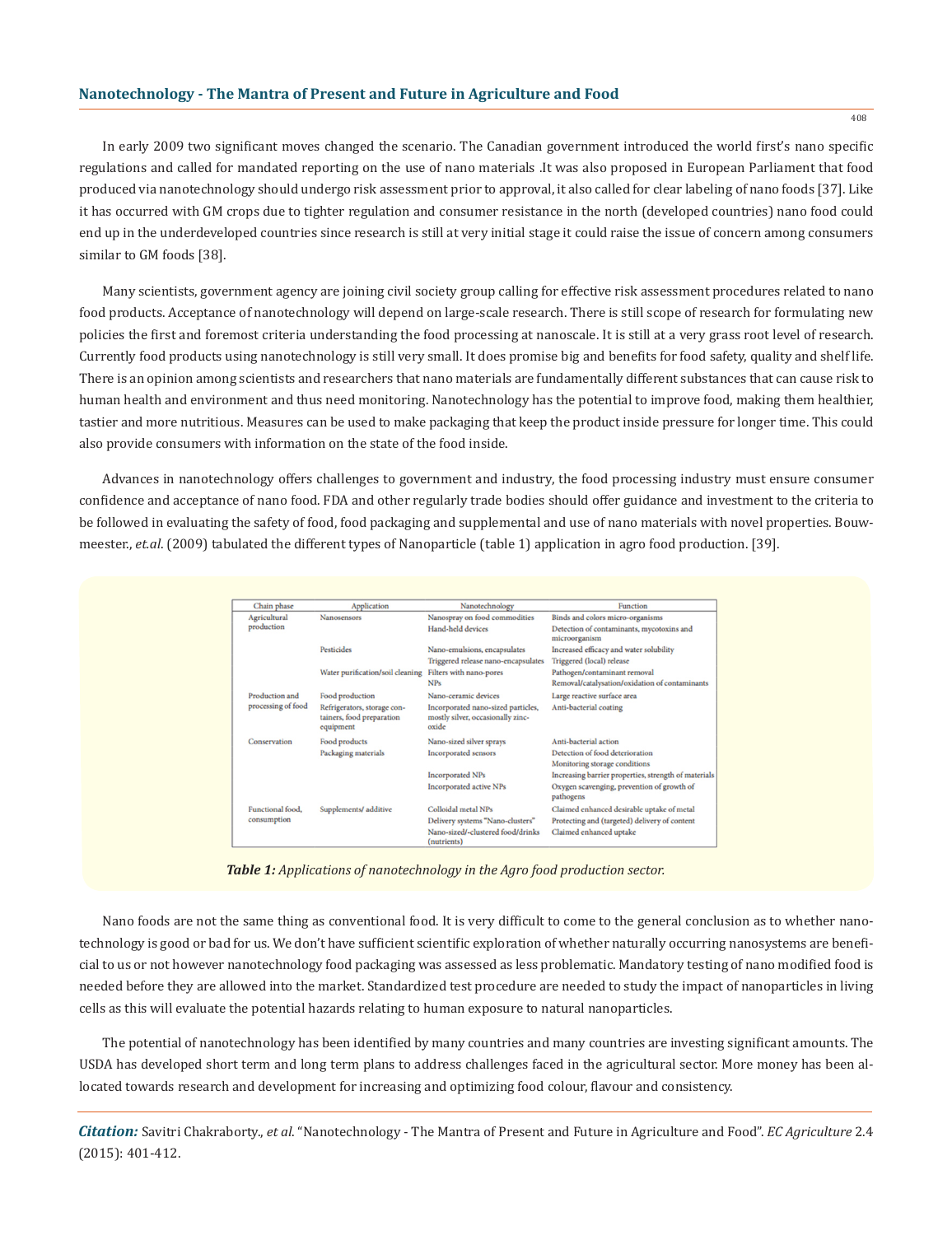In early 2009 two significant moves changed the scenario. The Canadian government introduced the world first's nano specific regulations and called for mandated reporting on the use of nano materials .It was also proposed in European Parliament that food produced via nanotechnology should undergo risk assessment prior to approval, it also called for clear labeling of nano foods [37]. Like it has occurred with GM crops due to tighter regulation and consumer resistance in the north (developed countries) nano food could end up in the underdeveloped countries since research is still at very initial stage it could raise the issue of concern among consumers similar to GM foods [38].

Many scientists, government agency are joining civil society group calling for effective risk assessment procedures related to nano food products. Acceptance of nanotechnology will depend on large-scale research. There is still scope of research for formulating new policies the first and foremost criteria understanding the food processing at nanoscale. It is still at a very grass root level of research. Currently food products using nanotechnology is still very small. It does promise big and benefits for food safety, quality and shelf life. There is an opinion among scientists and researchers that nano materials are fundamentally different substances that can cause risk to human health and environment and thus need monitoring. Nanotechnology has the potential to improve food, making them healthier, tastier and more nutritious. Measures can be used to make packaging that keep the product inside pressure for longer time. This could also provide consumers with information on the state of the food inside.

Advances in nanotechnology offers challenges to government and industry, the food processing industry must ensure consumer confidence and acceptance of nano food. FDA and other regularly trade bodies should offer guidance and investment to the criteria to be followed in evaluating the safety of food, food packaging and supplemental and use of nano materials with novel properties. Bouwmeester., *et.al*. (2009) tabulated the different types of Nanoparticle (table 1) application in agro food production. [39].

| Chain phase | Application | Nanotechnology | Function |
|---|---|---|---|
| Agricultural production | Nanosensors | Nanospray on food commodities | Binds and colors micro-organisms |
| | | Hand-held devices | Detection of contaminants, mycotoxins and microorganism |
| | Pesticides | Nano-emulsions, encapsulates | Increased efficacy and water solubility |
| | | Triggered release nano-encapsulates | Triggered (local) release |
| | Water purification/soil cleaning | Filters with nano-pores | Pathogen/contaminant removal |
| | | NPs | Removal/catalysation/oxidation of contaminants |
| Production and processing of food | Food production | Nano-ceramic devices | Large reactive surface area |
| | Refrigerators, storage containers, food preparation equipment | Incorporated nano-sized particles, mostly silver, occasionally zinc-oxide | Anti-bacterial coating |
| Conservation | Food products | Nano-sized silver sprays | Anti-bacterial action |
| | Packaging materials | Incorporated sensors | Detection of food deterioration |
| | | | Monitoring storage conditions |
| | | Incorporated NPs | Increasing barrier properties, strength of materials |
| | | Incorporated active NPs | Oxygen scavenging, prevention of growth of pathogens |
| Functional food, consumption | Supplements/ additive | Colloidal metal NPs | Claimed enhanced desirable uptake of metal |
| | | Delivery systems "Nano-clusters" | Protecting and (targeted) delivery of content |
| | | Nano-sized/-clustered food/drinks (nutrients) | Claimed enhanced uptake |

***Table 1:*** *Applications of nanotechnology in the Agro food production sector.*

Nano foods are not the same thing as conventional food. It is very difficult to come to the general conclusion as to whether nanotechnology is good or bad for us. We don't have sufficient scientific exploration of whether naturally occurring nanosystems are beneficial to us or not however nanotechnology food packaging was assessed as less problematic. Mandatory testing of nano modified food is needed before they are allowed into the market. Standardized test procedure are needed to study the impact of nanoparticles in living cells as this will evaluate the potential hazards relating to human exposure to natural nanoparticles.

The potential of nanotechnology has been identified by many countries and many countries are investing significant amounts. The USDA has developed short term and long term plans to address challenges faced in the agricultural sector. More money has been allocated towards research and development for increasing and optimizing food colour, flavour and consistency.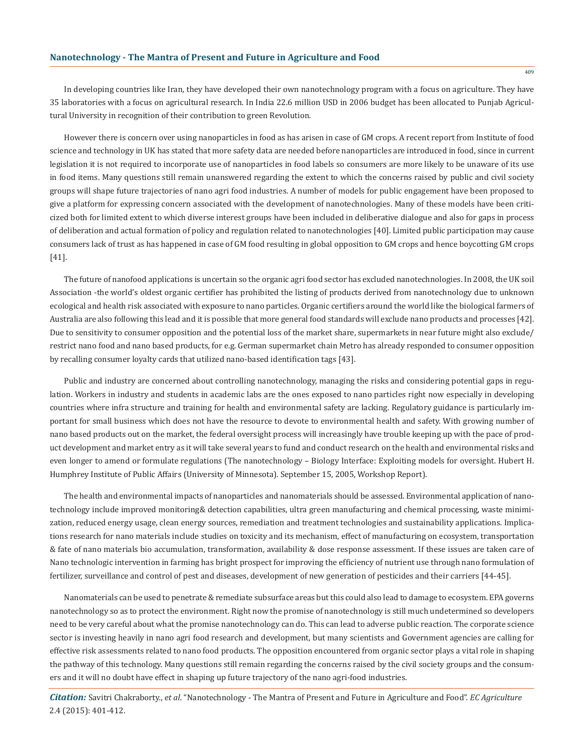In developing countries like Iran, they have developed their own nanotechnology program with a focus on agriculture. They have 35 laboratories with a focus on agricultural research. In India 22.6 million USD in 2006 budget has been allocated to Punjab Agricultural University in recognition of their contribution to green Revolution.

However there is concern over using nanoparticles in food as has arisen in case of GM crops. A recent report from Institute of food science and technology in UK has stated that more safety data are needed before nanoparticles are introduced in food, since in current legislation it is not required to incorporate use of nanoparticles in food labels so consumers are more likely to be unaware of its use in food items. Many questions still remain unanswered regarding the extent to which the concerns raised by public and civil society groups will shape future trajectories of nano agri food industries. A number of models for public engagement have been proposed to give a platform for expressing concern associated with the development of nanotechnologies. Many of these models have been criticized both for limited extent to which diverse interest groups have been included in deliberative dialogue and also for gaps in process of deliberation and actual formation of policy and regulation related to nanotechnologies [40]. Limited public participation may cause consumers lack of trust as has happened in case of GM food resulting in global opposition to GM crops and hence boycotting GM crops [41].

The future of nanofood applications is uncertain so the organic agri food sector has excluded nanotechnologies. In 2008, the UK soil Association -the world's oldest organic certifier has prohibited the listing of products derived from nanotechnology due to unknown ecological and health risk associated with exposure to nano particles. Organic certifiers around the world like the biological farmers of Australia are also following this lead and it is possible that more general food standards will exclude nano products and processes [42]. Due to sensitivity to consumer opposition and the potential loss of the market share, supermarkets in near future might also exclude/ restrict nano food and nano based products, for e.g. German supermarket chain Metro has already responded to consumer opposition by recalling consumer loyalty cards that utilized nano-based identification tags [43].

Public and industry are concerned about controlling nanotechnology, managing the risks and considering potential gaps in regulation. Workers in industry and students in academic labs are the ones exposed to nano particles right now especially in developing countries where infra structure and training for health and environmental safety are lacking. Regulatory guidance is particularly important for small business which does not have the resource to devote to environmental health and safety. With growing number of nano based products out on the market, the federal oversight process will increasingly have trouble keeping up with the pace of product development and market entry as it will take several years to fund and conduct research on the health and environmental risks and even longer to amend or formulate regulations (The nanotechnology – Biology Interface: Exploiting models for oversight. Hubert H. Humphrey Institute of Public Affairs (University of Minnesota). September 15, 2005, Workshop Report).

The health and environmental impacts of nanoparticles and nanomaterials should be assessed. Environmental application of nanotechnology include improved monitoring& detection capabilities, ultra green manufacturing and chemical processing, waste minimization, reduced energy usage, clean energy sources, remediation and treatment technologies and sustainability applications. Implications research for nano materials include studies on toxicity and its mechanism, effect of manufacturing on ecosystem, transportation & fate of nano materials bio accumulation, transformation, availability & dose response assessment. If these issues are taken care of Nano technologic intervention in farming has bright prospect for improving the efficiency of nutrient use through nano formulation of fertilizer, surveillance and control of pest and diseases, development of new generation of pesticides and their carriers [44-45].

Nanomaterials can be used to penetrate & remediate subsurface areas but this could also lead to damage to ecosystem. EPA governs nanotechnology so as to protect the environment. Right now the promise of nanotechnology is still much undetermined so developers need to be very careful about what the promise nanotechnology can do. This can lead to adverse public reaction. The corporate science sector is investing heavily in nano agri food research and development, but many scientists and Government agencies are calling for effective risk assessments related to nano food products. The opposition encountered from organic sector plays a vital role in shaping the pathway of this technology. Many questions still remain regarding the concerns raised by the civil society groups and the consumers and it will no doubt have effect in shaping up future trajectory of the nano agri-food industries.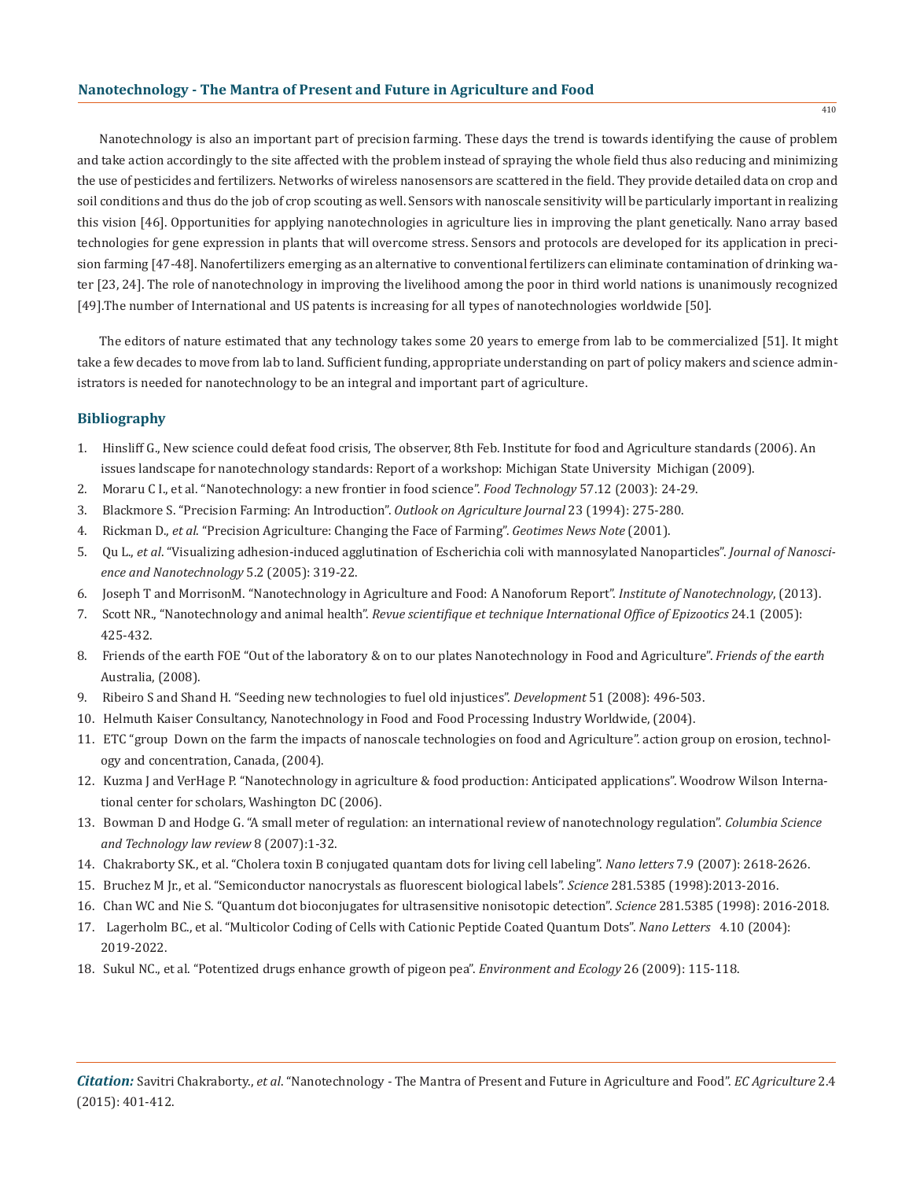Nanotechnology is also an important part of precision farming. These days the trend is towards identifying the cause of problem and take action accordingly to the site affected with the problem instead of spraying the whole field thus also reducing and minimizing the use of pesticides and fertilizers. Networks of wireless nanosensors are scattered in the field. They provide detailed data on crop and soil conditions and thus do the job of crop scouting as well. Sensors with nanoscale sensitivity will be particularly important in realizing this vision [46]. Opportunities for applying nanotechnologies in agriculture lies in improving the plant genetically. Nano array based technologies for gene expression in plants that will overcome stress. Sensors and protocols are developed for its application in precision farming [47-48]. Nanofertilizers emerging as an alternative to conventional fertilizers can eliminate contamination of drinking water [23, 24]. The role of nanotechnology in improving the livelihood among the poor in third world nations is unanimously recognized [49].The number of International and US patents is increasing for all types of nanotechnologies worldwide [50].

The editors of nature estimated that any technology takes some 20 years to emerge from lab to be commercialized [51]. It might take a few decades to move from lab to land. Sufficient funding, appropriate understanding on part of policy makers and science administrators is needed for nanotechnology to be an integral and important part of agriculture.

## Bibliography

1. Hinsliff G., New science could defeat food crisis, The observer, 8th Feb. Institute for food and Agriculture standards (2006). An issues landscape for nanotechnology standards: Report of a workshop: Michigan State University Michigan (2009).
2. Moraru C I., et al. "Nanotechnology: a new frontier in food science". *Food Technology* 57.12 (2003): 24-29.
3. Blackmore S. "Precision Farming: An Introduction". *Outlook on Agriculture Journal* 23 (1994): 275-280.
4. Rickman D., *et al*. "Precision Agriculture: Changing the Face of Farming". *Geotimes News Note* (2001).
5. Qu L., *et al*. "Visualizing adhesion-induced agglutination of Escherichia coli with mannosylated Nanoparticles". *Journal of Nanoscience and Nanotechnology* 5.2 (2005): 319-22.
6. Joseph T and MorrisonM. "Nanotechnology in Agriculture and Food: A Nanoforum Report". *Institute of Nanotechnology*, (2013).
7. Scott NR., "Nanotechnology and animal health". *Revue scientifique et technique International Office of Epizootics* 24.1 (2005): 425-432.
8. Friends of the earth FOE "Out of the laboratory & on to our plates Nanotechnology in Food and Agriculture". *Friends of the earth* Australia, (2008).
9. Ribeiro S and Shand H. "Seeding new technologies to fuel old injustices". *Development* 51 (2008): 496-503.
10. Helmuth Kaiser Consultancy, Nanotechnology in Food and Food Processing Industry Worldwide, (2004).
11. ETC "group Down on the farm the impacts of nanoscale technologies on food and Agriculture". action group on erosion, technology and concentration, Canada, (2004).
12. Kuzma J and VerHage P. "Nanotechnology in agriculture & food production: Anticipated applications". Woodrow Wilson International center for scholars, Washington DC (2006).
13. Bowman D and Hodge G. "A small meter of regulation: an international review of nanotechnology regulation". *Columbia Science and Technology law review* 8 (2007):1-32.
14. Chakraborty SK., et al. "Cholera toxin B conjugated quantam dots for living cell labeling". *Nano letters* 7.9 (2007): 2618-2626.
15. Bruchez M Jr., et al. "Semiconductor nanocrystals as fluorescent biological labels". *Science* 281.5385 (1998):2013-2016.
16. Chan WC and Nie S. "Quantum dot bioconjugates for ultrasensitive nonisotopic detection". *Science* 281.5385 (1998): 2016-2018.
17. Lagerholm BC., et al. "Multicolor Coding of Cells with Cationic Peptide Coated Quantum Dots". *Nano Letters* 4.10 (2004): 2019-2022.
18. Sukul NC., et al. "Potentized drugs enhance growth of pigeon pea". *Environment and Ecology* 26 (2009): 115-118.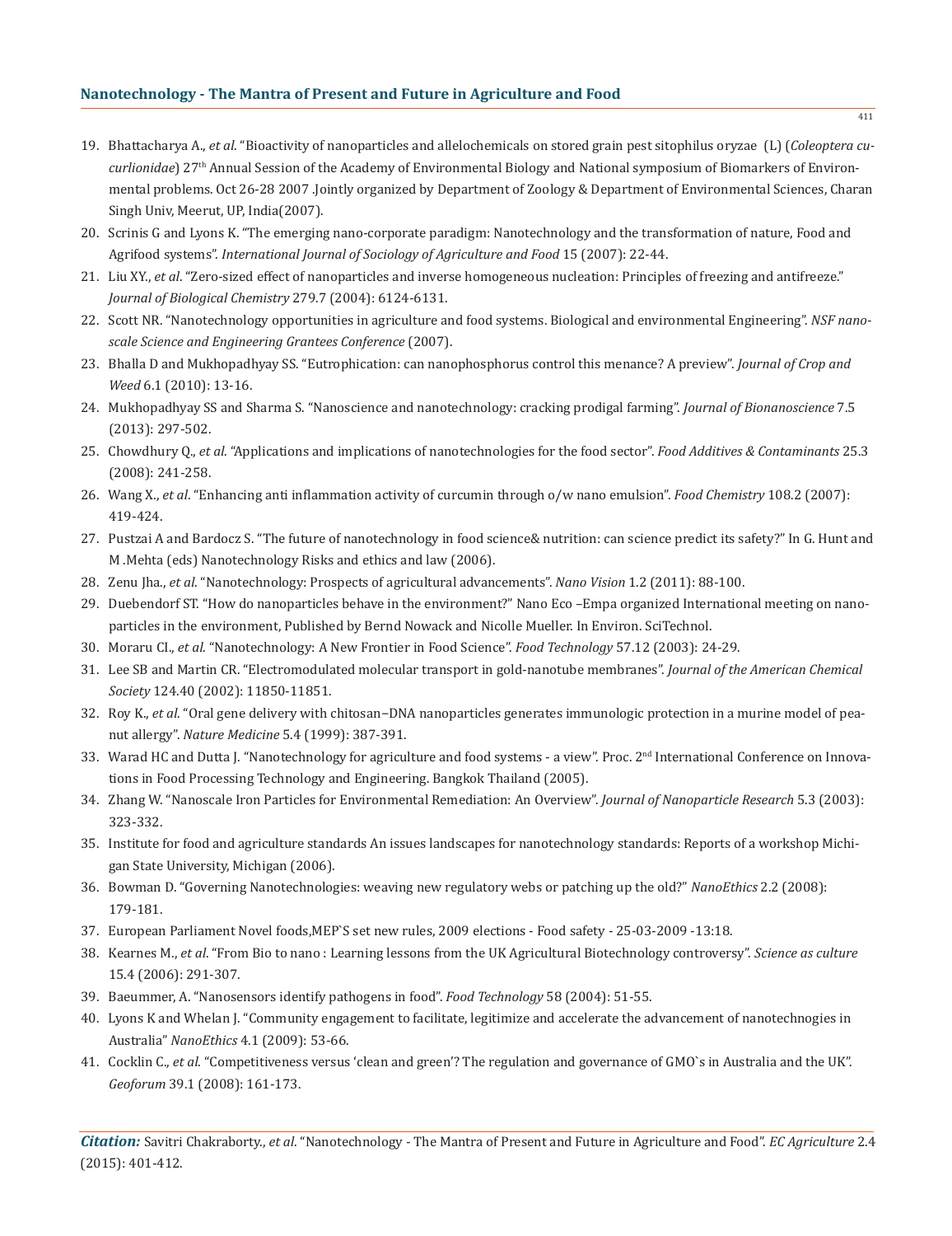19. Bhattacharya A., *et al*. "Bioactivity of nanoparticles and allelochemicals on stored grain pest sitophilus oryzae (L) (*Coleoptera curcurlionidae*) 27th Annual Session of the Academy of Environmental Biology and National symposium of Biomarkers of Environmental problems. Oct 26-28 2007 .Jointly organized by Department of Zoology & Department of Environmental Sciences, Charan Singh Univ, Meerut, UP, India(2007).
20. Scrinis G and Lyons K. "The emerging nano-corporate paradigm: Nanotechnology and the transformation of nature, Food and Agrifood systems". *International Journal of Sociology of Agriculture and Food* 15 (2007): 22-44.
21. Liu XY., *et al*. "Zero-sized effect of nanoparticles and inverse homogeneous nucleation: Principles of freezing and antifreeze." *Journal of Biological Chemistry* 279.7 (2004): 6124-6131.
22. Scott NR. "Nanotechnology opportunities in agriculture and food systems. Biological and environmental Engineering". *NSF nanoscale Science and Engineering Grantees Conference* (2007).
23. Bhalla D and Mukhopadhyay SS. "Eutrophication: can nanophosphorus control this menance? A preview". *Journal of Crop and Weed* 6.1 (2010): 13-16.
24. Mukhopadhyay SS and Sharma S. "Nanoscience and nanotechnology: cracking prodigal farming". *Journal of Bionanoscience* 7.5 (2013): 297-502.
25. Chowdhury Q., *et al*. "Applications and implications of nanotechnologies for the food sector". *Food Additives & Contaminants* 25.3 (2008): 241-258.
26. Wang X., *et al*. "Enhancing anti inflammation activity of curcumin through o/w nano emulsion". *Food Chemistry* 108.2 (2007): 419-424.
27. Pustzai A and Bardocz S. "The future of nanotechnology in food science& nutrition: can science predict its safety?" In G. Hunt and M .Mehta (eds) Nanotechnology Risks and ethics and law (2006).
28. Zenu Jha., *et al*. "Nanotechnology: Prospects of agricultural advancements". *Nano Vision* 1.2 (2011): 88-100.
29. Duebendorf ST. "How do nanoparticles behave in the environment?" Nano Eco –Empa organized International meeting on nanoparticles in the environment, Published by Bernd Nowack and Nicolle Mueller. In Environ. SciTechnol.
30. Moraru CI., *et al*. "Nanotechnology: A New Frontier in Food Science". *Food Technology* 57.12 (2003): 24-29.
31. Lee SB and Martin CR. "Electromodulated molecular transport in gold-nanotube membranes". *Journal of the American Chemical Society* 124.40 (2002): 11850-11851.
32. Roy K., *et al*. "Oral gene delivery with chitosan–DNA nanoparticles generates immunologic protection in a murine model of peanut allergy". *Nature Medicine* 5.4 (1999): 387-391.
33. Warad HC and Dutta J. "Nanotechnology for agriculture and food systems - a view". Proc. 2nd International Conference on Innovations in Food Processing Technology and Engineering. Bangkok Thailand (2005).
34. Zhang W. "Nanoscale Iron Particles for Environmental Remediation: An Overview". *Journal of Nanoparticle Research* 5.3 (2003): 323-332.
35. Institute for food and agriculture standards An issues landscapes for nanotechnology standards: Reports of a workshop Michigan State University, Michigan (2006).
36. Bowman D. "Governing Nanotechnologies: weaving new regulatory webs or patching up the old?" *NanoEthics* 2.2 (2008): 179-181.
37. European Parliament Novel foods,MEP`S set new rules, 2009 elections - Food safety - 25-03-2009 -13:18.
38. Kearnes M., *et al*. "From Bio to nano : Learning lessons from the UK Agricultural Biotechnology controversy". *Science as culture* 15.4 (2006): 291-307.
39. Baeummer, A. "Nanosensors identify pathogens in food". *Food Technology* 58 (2004): 51-55.
40. Lyons K and Whelan J. "Community engagement to facilitate, legitimize and accelerate the advancement of nanotechnologies in Australia" *NanoEthics* 4.1 (2009): 53-66.
41. Cocklin C., *et al*. "Competitiveness versus 'clean and green'? The regulation and governance of GMO`s in Australia and the UK". *Geoforum* 39.1 (2008): 161-173.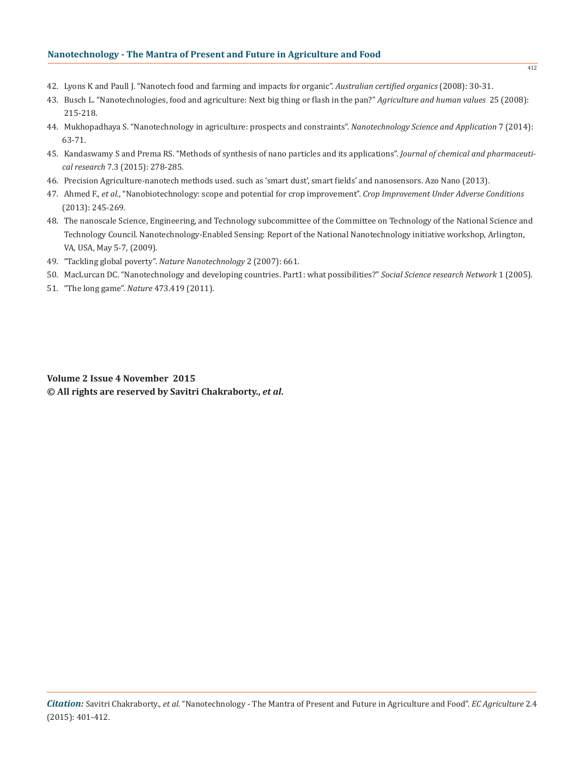42. Lyons K and Paull J. "Nanotech food and farming and impacts for organic". *Australian certified organics* (2008): 30-31.
43. Busch L. "Nanotechnologies, food and agriculture: Next big thing or flash in the pan?" *Agriculture and human values* 25 (2008): 215-218.
44. Mukhopadhaya S. "Nanotechnology in agriculture: prospects and constraints". *Nanotechnology Science and Application* 7 (2014): 63-71.
45. Kandaswamy S and Prema RS. "Methods of synthesis of nano particles and its applications". *Journal of chemical and pharmaceutical research* 7.3 (2015): 278-285.
46. Precision Agriculture-nanotech methods used. such as 'smart dust', smart fields' and nanosensors. Azo Nano (2013).
47. Ahmed F., *et al*., "Nanobiotechnology: scope and potential for crop improvement". *Crop Improvement Under Adverse Conditions* (2013): 245-269.
48. The nanoscale Science, Engineering, and Technology subcommittee of the Committee on Technology of the National Science and Technology Council. Nanotechnology-Enabled Sensing: Report of the National Nanotechnology initiative workshop, Arlington, VA, USA, May 5-7, (2009).
49. "Tackling global poverty". *Nature Nanotechnology* 2 (2007): 661.
50. MacLurcan DC. "Nanotechnology and developing countries. Part1: what possibilities?" *Social Science research Network* 1 (2005).
51. "The long game". *Nature* 473.419 (2011).

**Volume 2 Issue 4 November 2015**
**© All rights are reserved by Savitri Chakraborty., *et al*.**